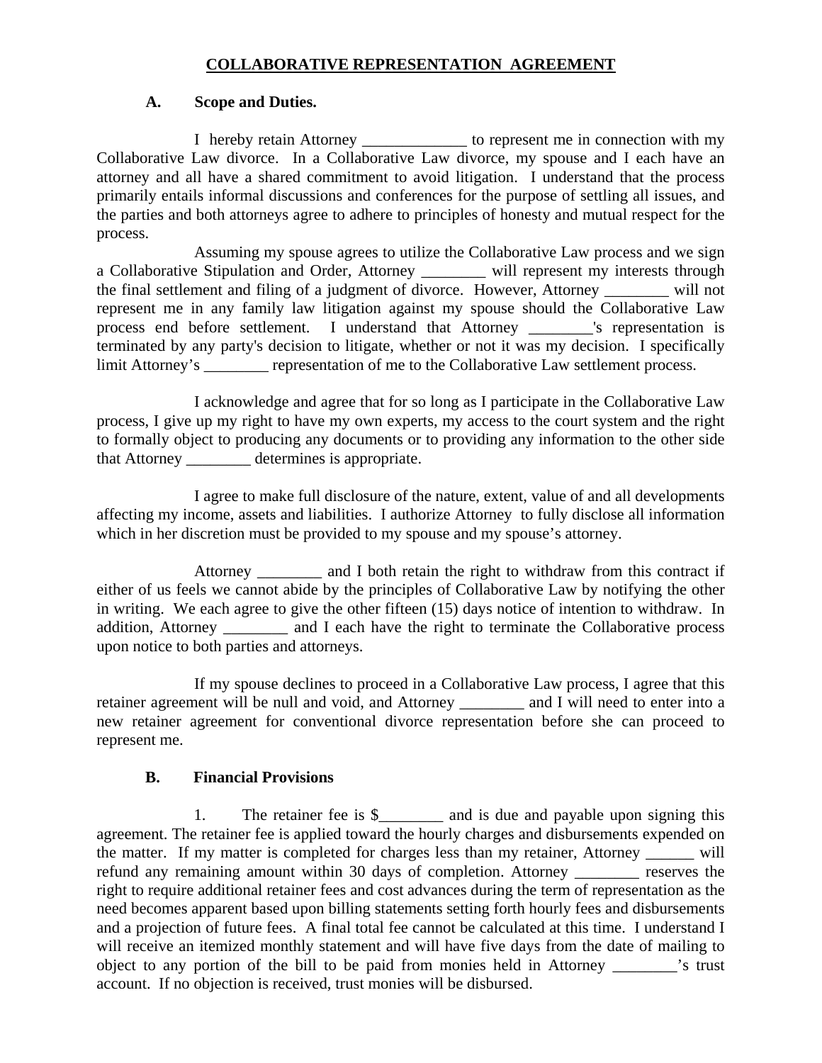# COLLABORATIVE REPRESENTATION AGREEMENT

## A. Scope and Duties.

I hereby retain Attorney _____________ to represent me in connection with my Collaborative Law divorce. In a Collaborative Law divorce, my spouse and I each have an attorney and all have a shared commitment to avoid litigation. I understand that the process primarily entails informal discussions and conferences for the purpose of settling all issues, and the parties and both attorneys agree to adhere to principles of honesty and mutual respect for the process.

Assuming my spouse agrees to utilize the Collaborative Law process and we sign a Collaborative Stipulation and Order, Attorney ________ will represent my interests through the final settlement and filing of a judgment of divorce. However, Attorney ________ will not represent me in any family law litigation against my spouse should the Collaborative Law process end before settlement. I understand that Attorney ________'s representation is terminated by any party's decision to litigate, whether or not it was my decision. I specifically limit Attorney's ________ representation of me to the Collaborative Law settlement process.

I acknowledge and agree that for so long as I participate in the Collaborative Law process, I give up my right to have my own experts, my access to the court system and the right to formally object to producing any documents or to providing any information to the other side that Attorney ________ determines is appropriate.

I agree to make full disclosure of the nature, extent, value of and all developments affecting my income, assets and liabilities. I authorize Attorney to fully disclose all information which in her discretion must be provided to my spouse and my spouse's attorney.

Attorney ________ and I both retain the right to withdraw from this contract if either of us feels we cannot abide by the principles of Collaborative Law by notifying the other in writing. We each agree to give the other fifteen (15) days notice of intention to withdraw. In addition, Attorney ________ and I each have the right to terminate the Collaborative process upon notice to both parties and attorneys.

If my spouse declines to proceed in a Collaborative Law process, I agree that this retainer agreement will be null and void, and Attorney ________ and I will need to enter into a new retainer agreement for conventional divorce representation before she can proceed to represent me.

## B. Financial Provisions

1. The retainer fee is $________ and is due and payable upon signing this agreement. The retainer fee is applied toward the hourly charges and disbursements expended on the matter. If my matter is completed for charges less than my retainer, Attorney ______ will refund any remaining amount within 30 days of completion. Attorney ________ reserves the right to require additional retainer fees and cost advances during the term of representation as the need becomes apparent based upon billing statements setting forth hourly fees and disbursements and a projection of future fees. A final total fee cannot be calculated at this time. I understand I will receive an itemized monthly statement and will have five days from the date of mailing to object to any portion of the bill to be paid from monies held in Attorney ________'s trust account. If no objection is received, trust monies will be disbursed.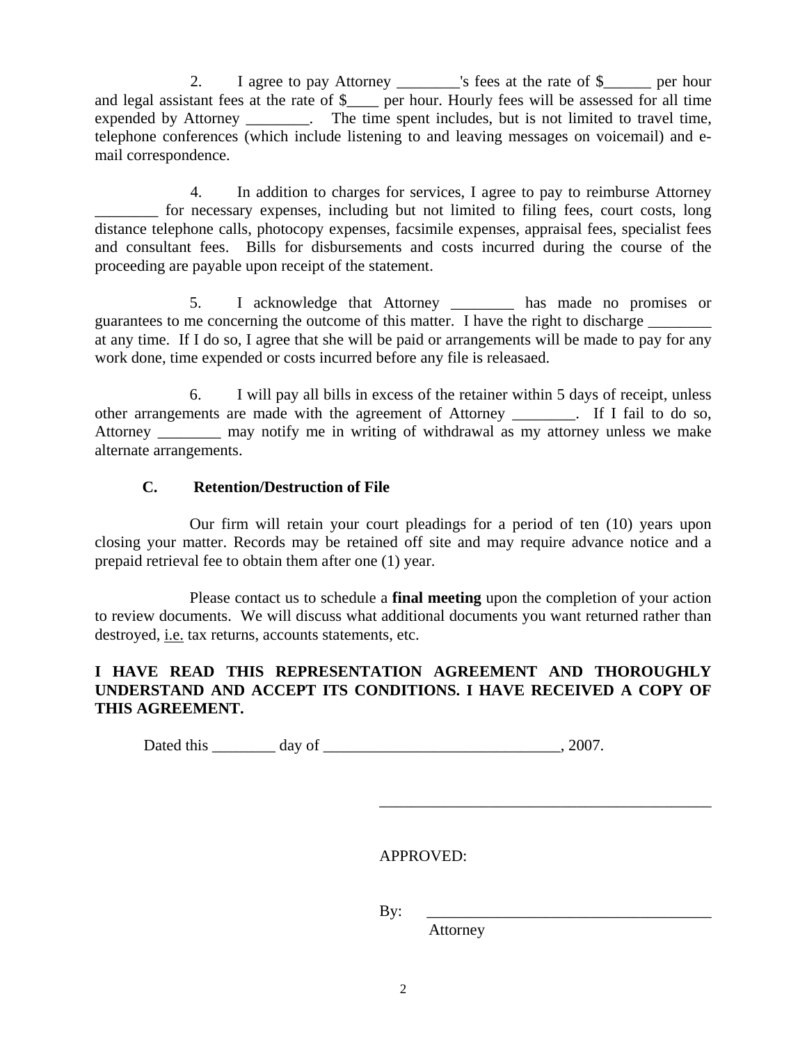2. I agree to pay Attorney ________'s fees at the rate of $______ per hour and legal assistant fees at the rate of $____ per hour. Hourly fees will be assessed for all time expended by Attorney ________. The time spent includes, but is not limited to travel time, telephone conferences (which include listening to and leaving messages on voicemail) and e-mail correspondence.

4. In addition to charges for services, I agree to pay to reimburse Attorney ________ for necessary expenses, including but not limited to filing fees, court costs, long distance telephone calls, photocopy expenses, facsimile expenses, appraisal fees, specialist fees and consultant fees. Bills for disbursements and costs incurred during the course of the proceeding are payable upon receipt of the statement.

5. I acknowledge that Attorney ________ has made no promises or guarantees to me concerning the outcome of this matter. I have the right to discharge ________ at any time. If I do so, I agree that she will be paid or arrangements will be made to pay for any work done, time expended or costs incurred before any file is releasaed.

6. I will pay all bills in excess of the retainer within 5 days of receipt, unless other arrangements are made with the agreement of Attorney ________. If I fail to do so, Attorney ________ may notify me in writing of withdrawal as my attorney unless we make alternate arrangements.

### C. Retention/Destruction of File

Our firm will retain your court pleadings for a period of ten (10) years upon closing your matter. Records may be retained off site and may require advance notice and a prepaid retrieval fee to obtain them after one (1) year.

Please contact us to schedule a **final meeting** upon the completion of your action to review documents. We will discuss what additional documents you want returned rather than destroyed, i.e. tax returns, accounts statements, etc.

**I HAVE READ THIS REPRESENTATION AGREEMENT AND THOROUGHLY UNDERSTAND AND ACCEPT ITS CONDITIONS. I HAVE RECEIVED A COPY OF THIS AGREEMENT.**

Dated this ________ day of ______________________________, 2007.

___________________________________________

APPROVED:

By: _____________________________________
Attorney